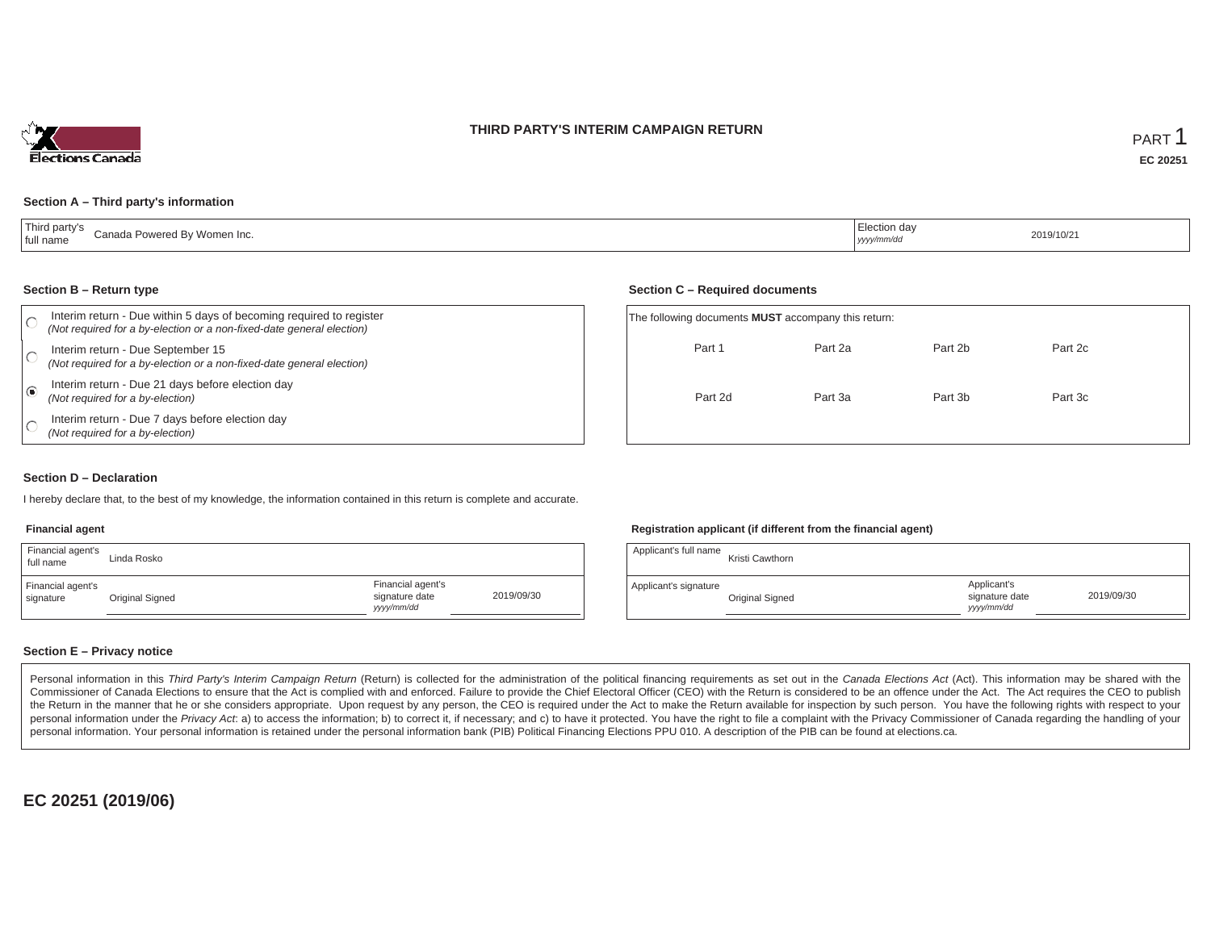# THIRD PARTY'S INTERIM CAMPAIGN RETURN

PART 1

**EC 20251**

### Section A – Third party's information

| Third party's full name | Canada Powered By Women Inc. | Election day *yyyy/mm/dd* | 2019/10/21 |
|---|---|---|---|

### Section B – Return type

- ○ Interim return - Due within 5 days of becoming required to register *(Not required for a by-election or a non-fixed-date general election)*
- ○ Interim return - Due September 15 *(Not required for a by-election or a non-fixed-date general election)*
- ◉ Interim return - Due 21 days before election day *(Not required for a by-election)*
- ○ Interim return - Due 7 days before election day *(Not required for a by-election)*

### Section C – Required documents

The following documents **MUST** accompany this return:

| | | | |
|---|---|---|---|
| Part 1 | Part 2a | Part 2b | Part 2c |
| Part 2d | Part 3a | Part 3b | Part 3c |

### Section D – Declaration

I hereby declare that, to the best of my knowledge, the information contained in this return is complete and accurate.

**Financial agent**

| | | | |
|---|---|---|---|
| Financial agent's full name | Linda Rosko | | |
| Financial agent's signature | Original Signed | Financial agent's signature date *yyyy/mm/dd* | 2019/09/30 |

**Registration applicant (if different from the financial agent)**

| | | | |
|---|---|---|---|
| Applicant's full name | Kristi Cawthorn | | |
| Applicant's signature | Original Signed | Applicant's signature date *yyyy/mm/dd* | 2019/09/30 |

### Section E – Privacy notice

Personal information in this *Third Party's Interim Campaign Return* (Return) is collected for the administration of the political financing requirements as set out in the *Canada Elections Act* (Act). This information may be shared with the Commissioner of Canada Elections to ensure that the Act is complied with and enforced. Failure to provide the Chief Electoral Officer (CEO) with the Return is considered to be an offence under the Act. The Act requires the CEO to publish the Return in the manner that he or she considers appropriate. Upon request by any person, the CEO is required under the Act to make the Return available for inspection by such person. You have the following rights with respect to your personal information under the *Privacy Act*: a) to access the information; b) to correct it, if necessary; and c) to have it protected. You have the right to file a complaint with the Privacy Commissioner of Canada regarding the handling of your personal information. Your personal information is retained under the personal information bank (PIB) Political Financing Elections PPU 010. A description of the PIB can be found at elections.ca.

**EC 20251 (2019/06)**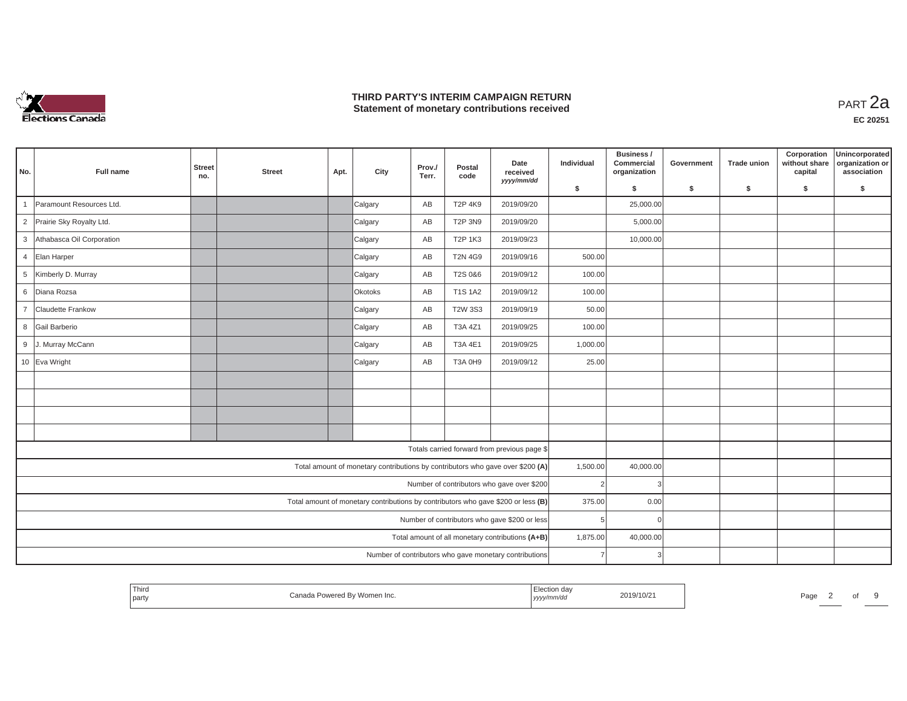# THIRD PARTY'S INTERIM CAMPAIGN RETURN
## Statement of monetary contributions received

PART 2a

EC 20251

| No. | Full name | Street no. | Street | Apt. | City | Prov./ Terr. | Postal code | Date received yyyy/mm/dd | Individual $ | Business / Commercial organization $ | Government $ | Trade union $ | Corporation without share capital $ | Unincorporated organization or association $ |
|---|---|---|---|---|---|---|---|---|---|---|---|---|---|---|
| 1 | Paramount Resources Ltd. | | | | Calgary | AB | T2P 4K9 | 2019/09/20 | | 25,000.00 | | | | |
| 2 | Prairie Sky Royalty Ltd. | | | | Calgary | AB | T2P 3N9 | 2019/09/20 | | 5,000.00 | | | | |
| 3 | Athabasca Oil Corporation | | | | Calgary | AB | T2P 1K3 | 2019/09/23 | | 10,000.00 | | | | |
| 4 | Elan Harper | | | | Calgary | AB | T2N 4G9 | 2019/09/16 | 500.00 | | | | | |
| 5 | Kimberly D. Murray | | | | Calgary | AB | T2S 0&6 | 2019/09/12 | 100.00 | | | | | |
| 6 | Diana Rozsa | | | | Okotoks | AB | T1S 1A2 | 2019/09/12 | 100.00 | | | | | |
| 7 | Claudette Frankow | | | | Calgary | AB | T2W 3S3 | 2019/09/19 | 50.00 | | | | | |
| 8 | Gail Barberio | | | | Calgary | AB | T3A 4Z1 | 2019/09/25 | 100.00 | | | | | |
| 9 | J. Murray McCann | | | | Calgary | AB | T3A 4E1 | 2019/09/25 | 1,000.00 | | | | | |
| 10 | Eva Wright | | | | Calgary | AB | T3A 0H9 | 2019/09/12 | 25.00 | | | | | |
| | | | | | | | | | | | | | | |
| | | | | | | | | | | | | | | |
| | | | | | | | | | | | | | | |
| | | | | | | | | | | | | | | |
| Totals carried forward from previous page $ | | | | | | | | | | | | | | |
| Total amount of monetary contributions by contributors who gave over $200 (A) | | | | | | | | | 1,500.00 | 40,000.00 | | | | |
| Number of contributors who gave over $200 | | | | | | | | | 2 | 3 | | | | |
| Total amount of monetary contributions by contributors who gave $200 or less (B) | | | | | | | | | 375.00 | 0.00 | | | | |
| Number of contributors who gave $200 or less | | | | | | | | | 5 | 0 | | | | |
| Total amount of all monetary contributions (A+B) | | | | | | | | | 1,875.00 | 40,000.00 | | | | |
| Number of contributors who gave monetary contributions | | | | | | | | | 7 | 3 | | | | |

| Third party | Canada Powered By Women Inc. | Election day yyyy/mm/dd | 2019/10/21 |
|---|---|---|---|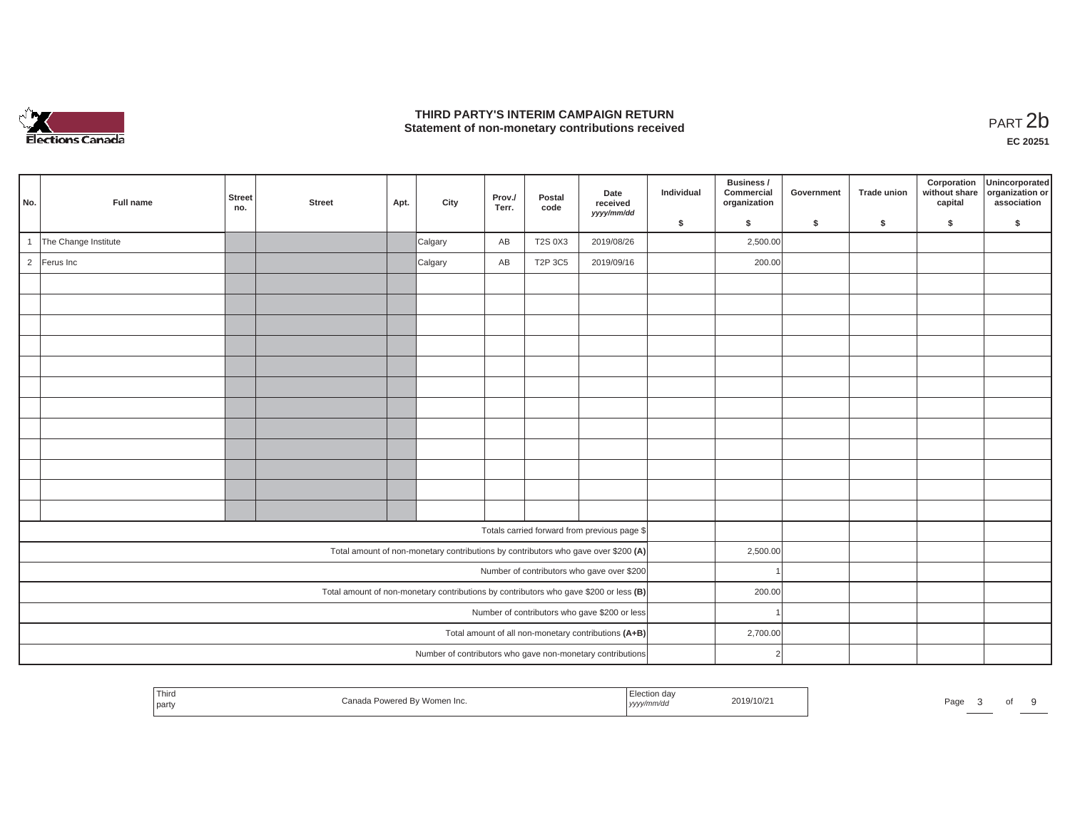# THIRD PARTY'S INTERIM CAMPAIGN RETURN
## Statement of non-monetary contributions received

PART 2b

**EC 20251**

| No. | Full name | Street no. | Street | Apt. | City | Prov./ Terr. | Postal code | Date received *yyyy/mm/dd* | Individual $ | Business / Commercial organization $ | Government $ | Trade union $ | Corporation without share capital $ | Unincorporated organization or association $ |
|---|---|---|---|---|---|---|---|---|---|---|---|---|---|---|
| 1 | The Change Institute | | | | Calgary | AB | T2S 0X3 | 2019/08/26 | | 2,500.00 | | | | |
| 2 | Ferus Inc | | | | Calgary | AB | T2P 3C5 | 2019/09/16 | | 200.00 | | | | |
| | | | | | | | | | | | | | | |
| | | | | | | | | | | | | | | |
| | | | | | | | | | | | | | | |
| | | | | | | | | | | | | | | |
| | | | | | | | | | | | | | | |
| | | | | | | | | | | | | | | |
| | | | | | | | | | | | | | | |
| | | | | | | | | | | | | | | |
| | | | | | | | | | | | | | | |
| | | | | | | | | | | | | | | |
| | | | | | | | | | | | | | | |
| | | | | | | | | | | | | | | |
| Totals carried forward from previous page $ | | | | | | | | | | | | | | |
| Total amount of non-monetary contributions by contributors who gave over $200 **(A)** | | | | | | | | | | 2,500.00 | | | | |
| Number of contributors who gave over $200 | | | | | | | | | | 1 | | | | |
| Total amount of non-monetary contributions by contributors who gave $200 or less **(B)** | | | | | | | | | | 200.00 | | | | |
| Number of contributors who gave $200 or less | | | | | | | | | | 1 | | | | |
| Total amount of all non-monetary contributions **(A+B)** | | | | | | | | | | 2,700.00 | | | | |
| Number of contributors who gave non-monetary contributions | | | | | | | | | | 2 | | | | |

| Third party | Canada Powered By Women Inc. | Election day *yyyy/mm/dd* | 2019/10/21 |
|---|---|---|---|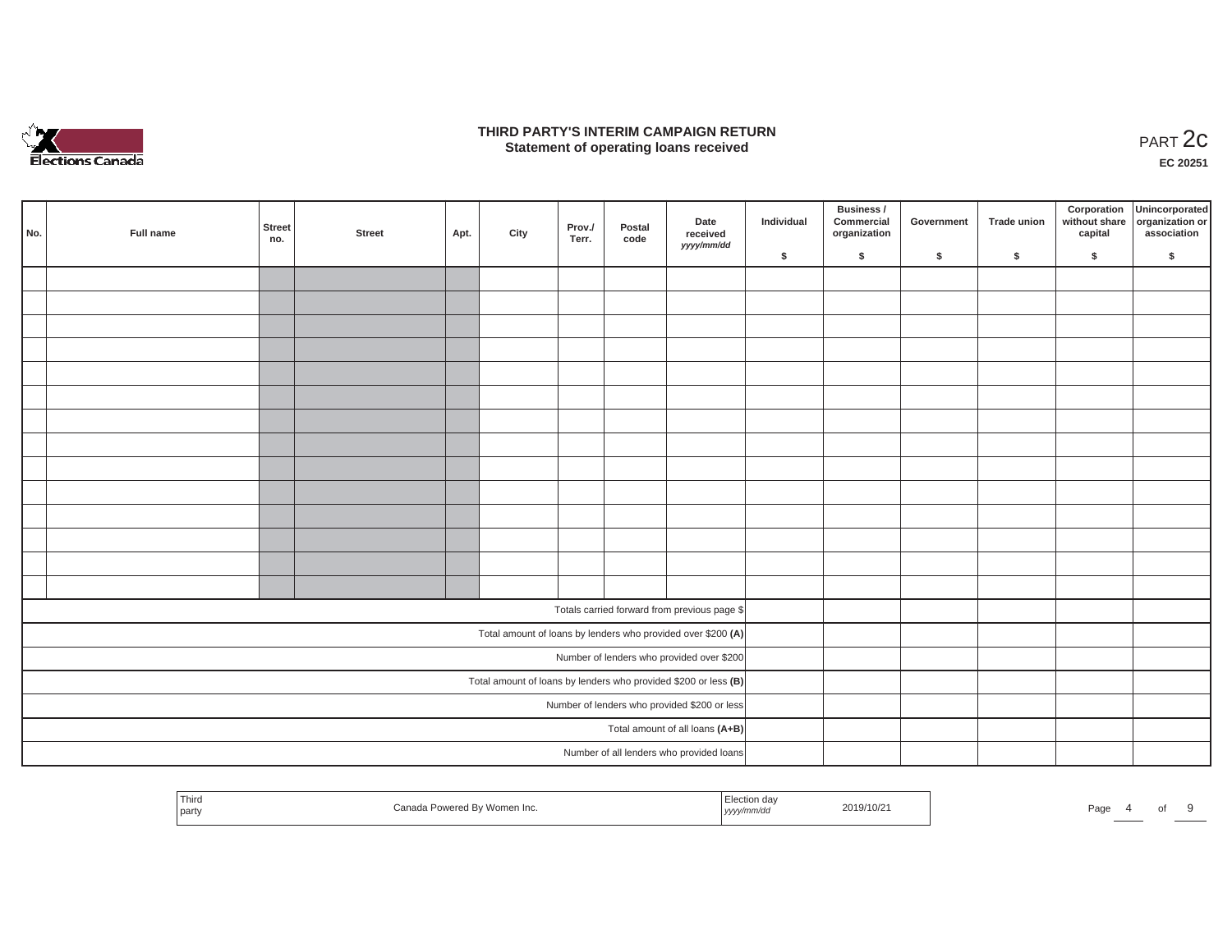# THIRD PARTY'S INTERIM CAMPAIGN RETURN
## Statement of operating loans received

PART 2c

**EC 20251**

| No. | Full name | Street no. | Street | Apt. | City | Prov./ Terr. | Postal code | Date received *yyyy/mm/dd* | Individual $ | Business / Commercial organization $ | Government $ | Trade union $ | Corporation without share capital $ | Unincorporated organization or association $ |
|---|---|---|---|---|---|---|---|---|---|---|---|---|---|---|
| | | | | | | | | | | | | | | |
| | | | | | | | | | | | | | | |
| | | | | | | | | | | | | | | |
| | | | | | | | | | | | | | | |
| | | | | | | | | | | | | | | |
| | | | | | | | | | | | | | | |
| | | | | | | | | | | | | | | |
| | | | | | | | | | | | | | | |
| | | | | | | | | | | | | | | |
| | | | | | | | | | | | | | | |
| | | | | | | | | | | | | | | |
| | | | | | | | | | | | | | | |
| | | | | | | | | | | | | | | |
| | | | | | | | | | | | | | | |
| Totals carried forward from previous page $ | | | | | | | | | | | | | | |
| Total amount of loans by lenders who provided over $200 **(A)** | | | | | | | | | | | | | | |
| Number of lenders who provided over $200 | | | | | | | | | | | | | | |
| Total amount of loans by lenders who provided $200 or less **(B)** | | | | | | | | | | | | | | |
| Number of lenders who provided $200 or less | | | | | | | | | | | | | | |
| Total amount of all loans **(A+B)** | | | | | | | | | | | | | | |
| Number of all lenders who provided loans | | | | | | | | | | | | | | |

| Third party | Canada Powered By Women Inc. | Election day *yyyy/mm/dd* | 2019/10/21 |
|---|---|---|---|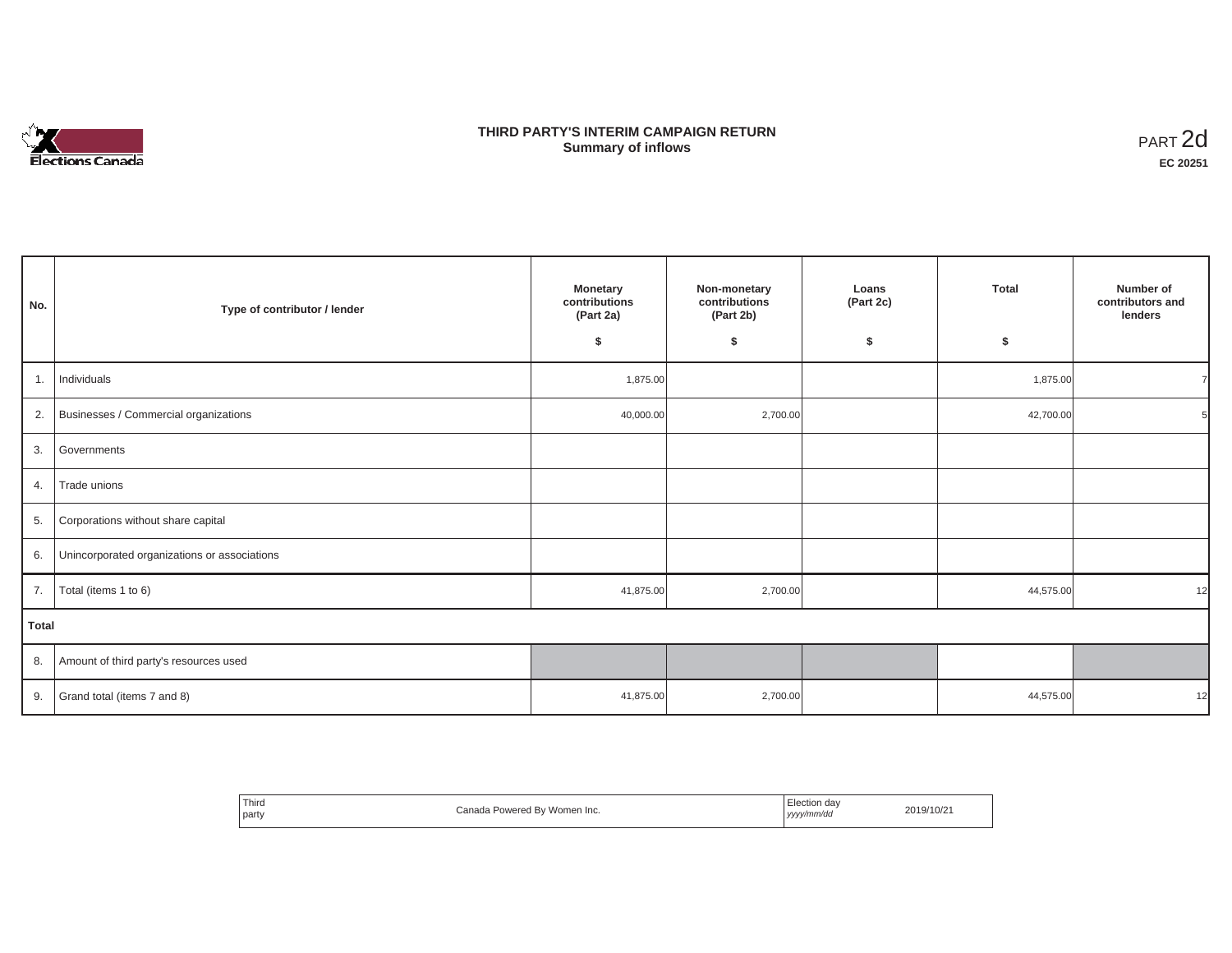# THIRD PARTY'S INTERIM CAMPAIGN RETURN
## Summary of inflows

PART 2d

**EC 20251**

| No. | Type of contributor / lender | Monetary contributions (Part 2a) $ | Non-monetary contributions (Part 2b) $ | Loans (Part 2c) $ | Total $ | Number of contributors and lenders |
|---|---|---|---|---|---|---|
| 1. | Individuals | 1,875.00 | | | 1,875.00 | 7 |
| 2. | Businesses / Commercial organizations | 40,000.00 | 2,700.00 | | 42,700.00 | 5 |
| 3. | Governments | | | | | |
| 4. | Trade unions | | | | | |
| 5. | Corporations without share capital | | | | | |
| 6. | Unincorporated organizations or associations | | | | | |
| 7. | Total (items 1 to 6) | 41,875.00 | 2,700.00 | | 44,575.00 | 12 |
| **Total** | | | | | | |
| 8. | Amount of third party's resources used | | | | | |
| 9. | Grand total (items 7 and 8) | 41,875.00 | 2,700.00 | | 44,575.00 | 12 |

| Third party | Canada Powered By Women Inc. | Election day *yyyy/mm/dd* | 2019/10/21 |
|---|---|---|---|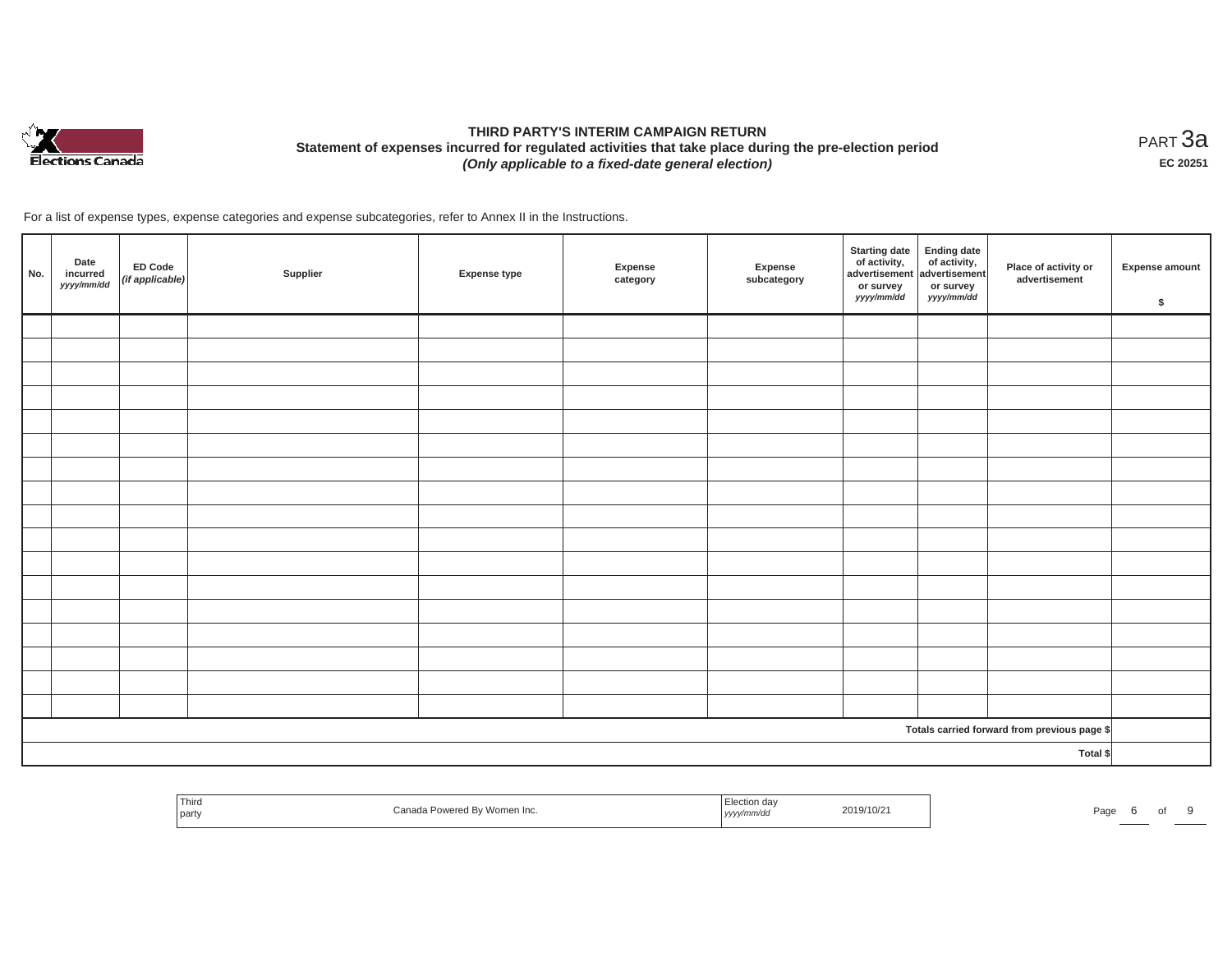# THIRD PARTY'S INTERIM CAMPAIGN RETURN

**Statement of expenses incurred for regulated activities that take place during the pre-election period**

***(Only applicable to a fixed-date general election)***

PART 3a

**EC 20251**

For a list of expense types, expense categories and expense subcategories, refer to Annex II in the Instructions.

| No. | Date incurred *yyyy/mm/dd* | ED Code *(if applicable)* | Supplier | Expense type | Expense category | Expense subcategory | Starting date of activity, advertisement or survey *yyyy/mm/dd* | Ending date of activity, advertisement or survey *yyyy/mm/dd* | Place of activity or advertisement | Expense amount $ |
|---|---|---|---|---|---|---|---|---|---|---|
| | | | | | | | | | | |
| | | | | | | | | | | |
| | | | | | | | | | | |
| | | | | | | | | | | |
| | | | | | | | | | | |
| | | | | | | | | | | |
| | | | | | | | | | | |
| | | | | | | | | | | |
| | | | | | | | | | | |
| | | | | | | | | | | |
| | | | | | | | | | | |
| | | | | | | | | | | |
| | | | | | | | | | | |
| | | | | | | | | | | |
| | | | | | | | | | | |
| | | | | | | | | | | |
| | | | | | | | | | | |
| | | | | | | | | | Totals carried forward from previous page $ | |
| | | | | | | | | | Total $ | |

| Third party | Canada Powered By Women Inc. | Election day *yyyy/mm/dd* | 2019/10/21 |
|---|---|---|---|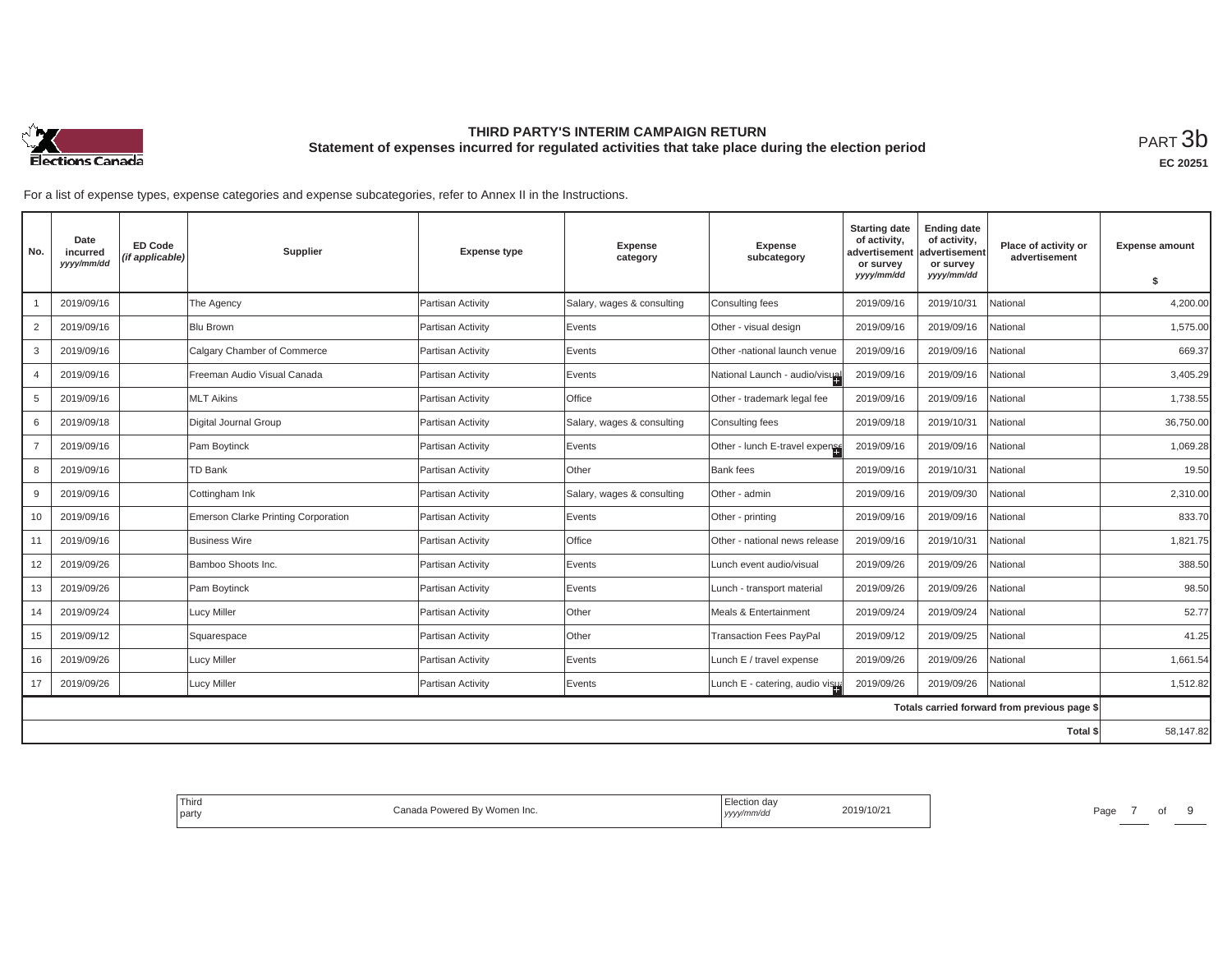# THIRD PARTY'S INTERIM CAMPAIGN RETURN

## Statement of expenses incurred for regulated activities that take place during the election period

PART 3b

EC 20251

For a list of expense types, expense categories and expense subcategories, refer to Annex II in the Instructions.

| No. | Date incurred *yyyy/mm/dd* | ED Code *(if applicable)* | Supplier | Expense type | Expense category | Expense subcategory | Starting date of activity, advertisement or survey *yyyy/mm/dd* | Ending date of activity, advertisement or survey *yyyy/mm/dd* | Place of activity or advertisement | Expense amount $ |
|---|---|---|---|---|---|---|---|---|---|---|
| 1 | 2019/09/16 | | The Agency | Partisan Activity | Salary, wages & consulting | Consulting fees | 2019/09/16 | 2019/10/31 | National | 4,200.00 |
| 2 | 2019/09/16 | | Blu Brown | Partisan Activity | Events | Other - visual design | 2019/09/16 | 2019/09/16 | National | 1,575.00 |
| 3 | 2019/09/16 | | Calgary Chamber of Commerce | Partisan Activity | Events | Other -national launch venue | 2019/09/16 | 2019/09/16 | National | 669.37 |
| 4 | 2019/09/16 | | Freeman Audio Visual Canada | Partisan Activity | Events | National Launch - audio/visual | 2019/09/16 | 2019/09/16 | National | 3,405.29 |
| 5 | 2019/09/16 | | MLT Aikins | Partisan Activity | Office | Other - trademark legal fee | 2019/09/16 | 2019/09/16 | National | 1,738.55 |
| 6 | 2019/09/18 | | Digital Journal Group | Partisan Activity | Salary, wages & consulting | Consulting fees | 2019/09/18 | 2019/10/31 | National | 36,750.00 |
| 7 | 2019/09/16 | | Pam Boytinck | Partisan Activity | Events | Other - lunch E-travel expense | 2019/09/16 | 2019/09/16 | National | 1,069.28 |
| 8 | 2019/09/16 | | TD Bank | Partisan Activity | Other | Bank fees | 2019/09/16 | 2019/10/31 | National | 19.50 |
| 9 | 2019/09/16 | | Cottingham Ink | Partisan Activity | Salary, wages & consulting | Other - admin | 2019/09/16 | 2019/09/30 | National | 2,310.00 |
| 10 | 2019/09/16 | | Emerson Clarke Printing Corporation | Partisan Activity | Events | Other - printing | 2019/09/16 | 2019/09/16 | National | 833.70 |
| 11 | 2019/09/16 | | Business Wire | Partisan Activity | Office | Other - national news release | 2019/09/16 | 2019/10/31 | National | 1,821.75 |
| 12 | 2019/09/26 | | Bamboo Shoots Inc. | Partisan Activity | Events | Lunch event audio/visual | 2019/09/26 | 2019/09/26 | National | 388.50 |
| 13 | 2019/09/26 | | Pam Boytinck | Partisan Activity | Events | Lunch - transport material | 2019/09/26 | 2019/09/26 | National | 98.50 |
| 14 | 2019/09/24 | | Lucy Miller | Partisan Activity | Other | Meals & Entertainment | 2019/09/24 | 2019/09/24 | National | 52.77 |
| 15 | 2019/09/12 | | Squarespace | Partisan Activity | Other | Transaction Fees PayPal | 2019/09/12 | 2019/09/25 | National | 41.25 |
| 16 | 2019/09/26 | | Lucy Miller | Partisan Activity | Events | Lunch E / travel expense | 2019/09/26 | 2019/09/26 | National | 1,661.54 |
| 17 | 2019/09/26 | | Lucy Miller | Partisan Activity | Events | Lunch E - catering, audio visu | 2019/09/26 | 2019/09/26 | National | 1,512.82 |
| | | | | | | | | | Totals carried forward from previous page $ | |
| | | | | | | | | | Total $ | 58,147.82 |

| Third party | Canada Powered By Women Inc. | Election day *yyyy/mm/dd* | 2019/10/21 |
|---|---|---|---|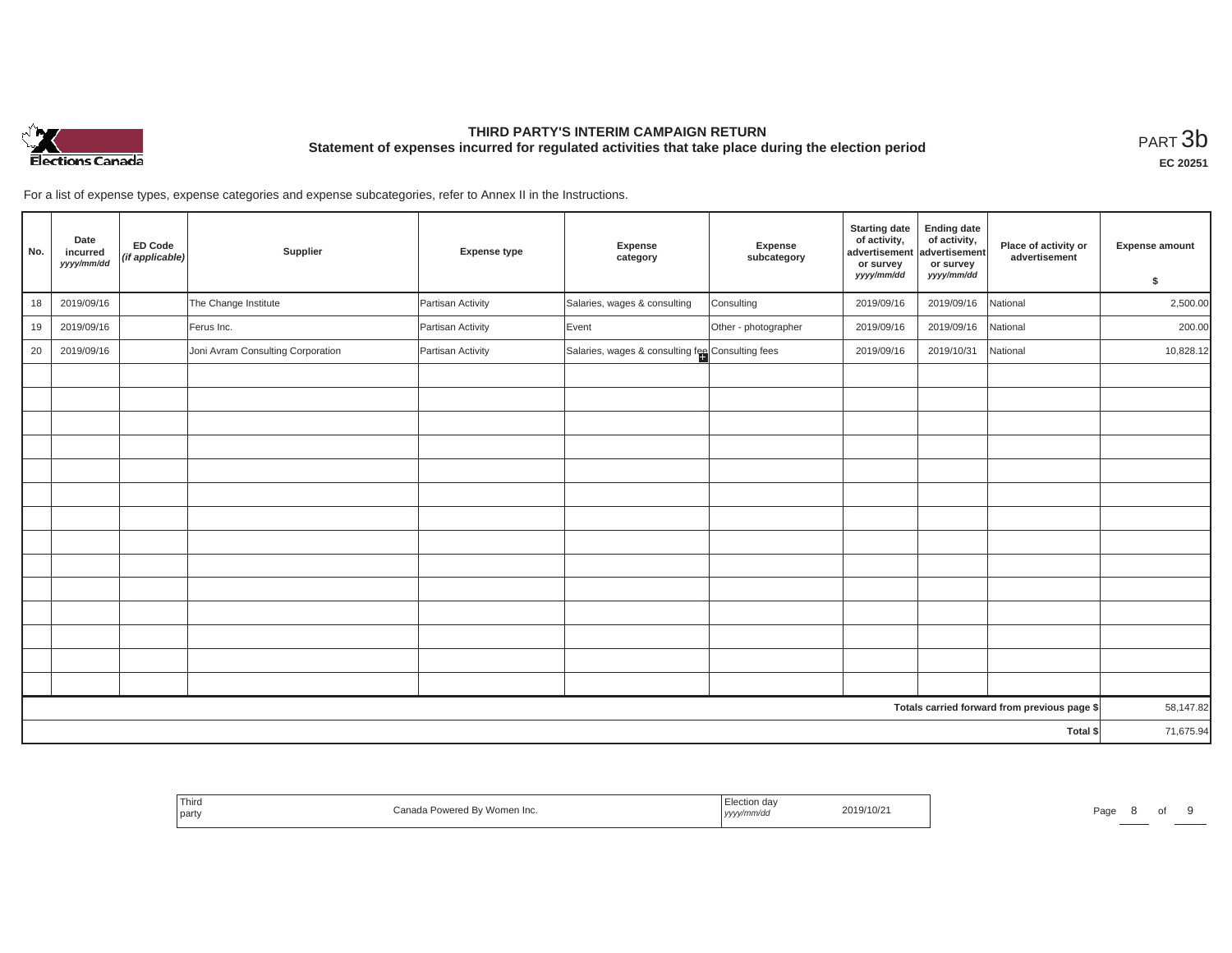# THIRD PARTY'S INTERIM CAMPAIGN RETURN

## Statement of expenses incurred for regulated activities that take place during the election period

PART 3b

EC 20251

For a list of expense types, expense categories and expense subcategories, refer to Annex II in the Instructions.

| No. | Date incurred *yyyy/mm/dd* | ED Code *(if applicable)* | Supplier | Expense type | Expense category | Expense subcategory | Starting date of activity, advertisement or survey *yyyy/mm/dd* | Ending date of activity, advertisement or survey *yyyy/mm/dd* | Place of activity or advertisement | Expense amount $ |
|---|---|---|---|---|---|---|---|---|---|---|
| 18 | 2019/09/16 | | The Change Institute | Partisan Activity | Salaries, wages & consulting | Consulting | 2019/09/16 | 2019/09/16 | National | 2,500.00 |
| 19 | 2019/09/16 | | Ferus Inc. | Partisan Activity | Event | Other - photographer | 2019/09/16 | 2019/09/16 | National | 200.00 |
| 20 | 2019/09/16 | | Joni Avram Consulting Corporation | Partisan Activity | Salaries, wages & consulting fee | Consulting fees | 2019/09/16 | 2019/10/31 | National | 10,828.12 |
| | | | | | | | | | | |
| | | | | | | | | | | |
| | | | | | | | | | | |
| | | | | | | | | | | |
| | | | | | | | | | | |
| | | | | | | | | | | |
| | | | | | | | | | | |
| | | | | | | | | | | |
| | | | | | | | | | | |
| | | | | | | | | | | |
| | | | | | | | | | | |
| | | | | | | | | | | |
| | | | | | | | | | | |
| | | | | | | | | | | |
| | | | | | | | | | Totals carried forward from previous page $ | 58,147.82 |
| | | | | | | | | | Total $ | 71,675.94 |

| Third party | Canada Powered By Women Inc. | Election day *yyyy/mm/dd* | 2019/10/21 |
|---|---|---|---|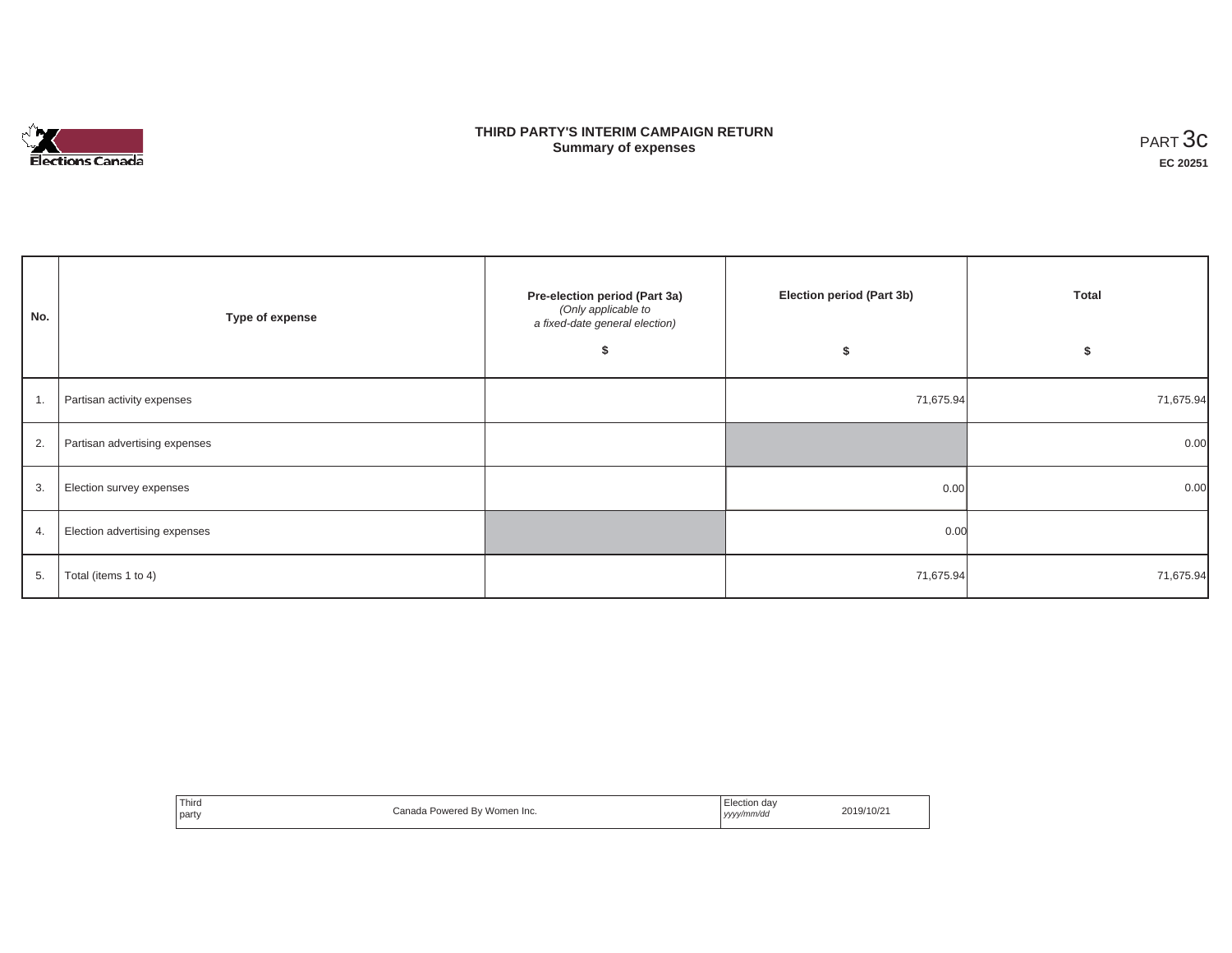# THIRD PARTY'S INTERIM CAMPAIGN RETURN
## Summary of expenses

PART 3c
**EC 20251**

| No. | Type of expense | Pre-election period (Part 3a) *(Only applicable to a fixed-date general election)* $ | Election period (Part 3b) $ | Total $ |
|---|---|---|---|---|
| 1. | Partisan activity expenses | | 71,675.94 | 71,675.94 |
| 2. | Partisan advertising expenses | | | 0.00 |
| 3. | Election survey expenses | | 0.00 | 0.00 |
| 4. | Election advertising expenses | | 0.00 | |
| 5. | Total (items 1 to 4) | | 71,675.94 | 71,675.94 |

| Third party | Canada Powered By Women Inc. | Election day *yyyy/mm/dd* | 2019/10/21 |
|---|---|---|---|